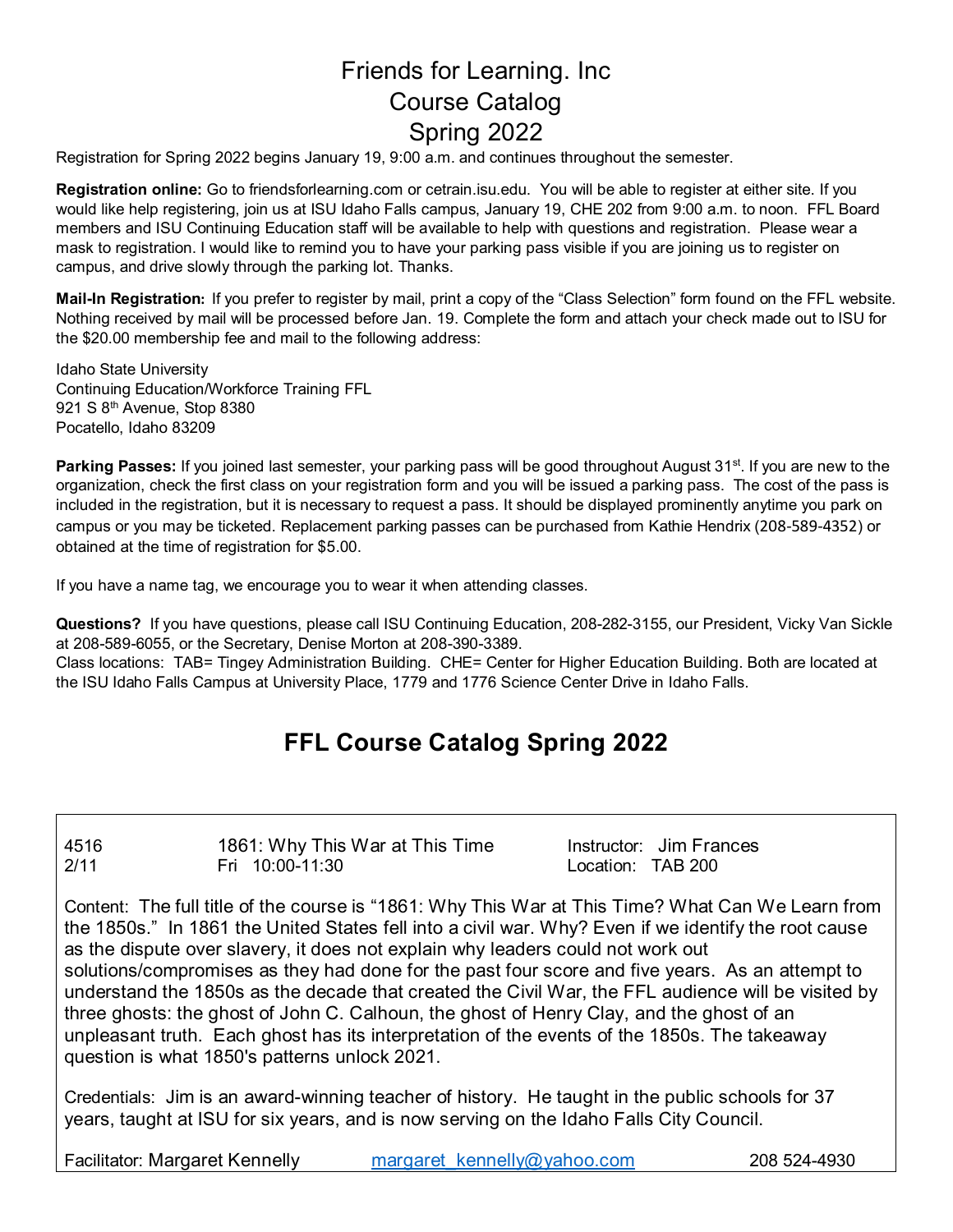# Friends for Learning. Inc
# Course Catalog
# Spring 2022

Registration for Spring 2022 begins January 19, 9:00 a.m. and continues throughout the semester.

**Registration online:** Go to friendsforlearning.com or cetrain.isu.edu. You will be able to register at either site. If you would like help registering, join us at ISU Idaho Falls campus, January 19, CHE 202 from 9:00 a.m. to noon. FFL Board members and ISU Continuing Education staff will be available to help with questions and registration. Please wear a mask to registration. I would like to remind you to have your parking pass visible if you are joining us to register on campus, and drive slowly through the parking lot. Thanks.

**Mail-In Registration:** If you prefer to register by mail, print a copy of the "Class Selection" form found on the FFL website. Nothing received by mail will be processed before Jan. 19. Complete the form and attach your check made out to ISU for the $20.00 membership fee and mail to the following address:

Idaho State University
Continuing Education/Workforce Training FFL
921 S 8th Avenue, Stop 8380
Pocatello, Idaho 83209

**Parking Passes:** If you joined last semester, your parking pass will be good throughout August 31st. If you are new to the organization, check the first class on your registration form and you will be issued a parking pass. The cost of the pass is included in the registration, but it is necessary to request a pass. It should be displayed prominently anytime you park on campus or you may be ticketed. Replacement parking passes can be purchased from Kathie Hendrix (208-589-4352) or obtained at the time of registration for $5.00.

If you have a name tag, we encourage you to wear it when attending classes.

**Questions?** If you have questions, please call ISU Continuing Education, 208-282-3155, our President, Vicky Van Sickle at 208-589-6055, or the Secretary, Denise Morton at 208-390-3389.
Class locations: TAB= Tingey Administration Building. CHE= Center for Higher Education Building. Both are located at the ISU Idaho Falls Campus at University Place, 1779 and 1776 Science Center Drive in Idaho Falls.

## FFL Course Catalog Spring 2022

4516 — 1861: Why This War at This Time — Instructor: Jim Frances
2/11 — Fri 10:00-11:30 — Location: TAB 200

Content: The full title of the course is "1861: Why This War at This Time? What Can We Learn from the 1850s." In 1861 the United States fell into a civil war. Why? Even if we identify the root cause as the dispute over slavery, it does not explain why leaders could not work out solutions/compromises as they had done for the past four score and five years. As an attempt to understand the 1850s as the decade that created the Civil War, the FFL audience will be visited by three ghosts: the ghost of John C. Calhoun, the ghost of Henry Clay, and the ghost of an unpleasant truth. Each ghost has its interpretation of the events of the 1850s. The takeaway question is what 1850's patterns unlock 2021.

Credentials: Jim is an award-winning teacher of history. He taught in the public schools for 37 years, taught at ISU for six years, and is now serving on the Idaho Falls City Council.

Facilitator: Margaret Kennelly — margaret_kennelly@yahoo.com — 208 524-4930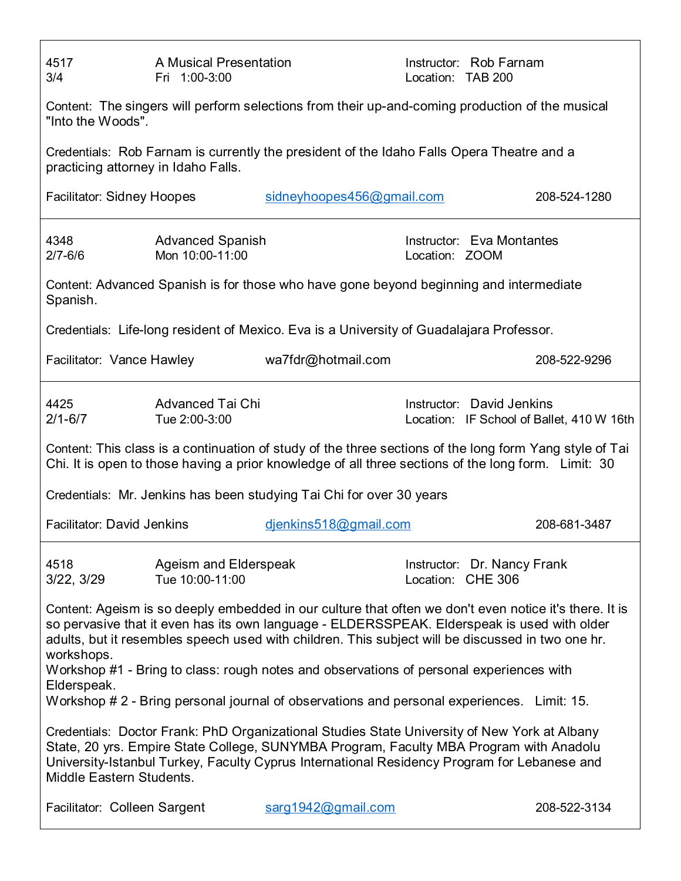4517 | A Musical Presentation | Instructor: Rob Farnam
3/4 | Fri 1:00-3:00 | Location: TAB 200

Content: The singers will perform selections from their up-and-coming production of the musical "Into the Woods".

Credentials: Rob Farnam is currently the president of the Idaho Falls Opera Theatre and a practicing attorney in Idaho Falls.

Facilitator: Sidney Hoopes    sidneyhoopes456@gmail.com    208-524-1280

---

4348 | Advanced Spanish | Instructor: Eva Montantes
2/7-6/6 | Mon 10:00-11:00 | Location: ZOOM

Content: Advanced Spanish is for those who have gone beyond beginning and intermediate Spanish.

Credentials: Life-long resident of Mexico. Eva is a University of Guadalajara Professor.

Facilitator: Vance Hawley    wa7fdr@hotmail.com    208-522-9296

---

4425 | Advanced Tai Chi | Instructor: David Jenkins
2/1-6/7 | Tue 2:00-3:00 | Location: IF School of Ballet, 410 W 16th

Content: This class is a continuation of study of the three sections of the long form Yang style of Tai Chi. It is open to those having a prior knowledge of all three sections of the long form. Limit: 30

Credentials: Mr. Jenkins has been studying Tai Chi for over 30 years

Facilitator: David Jenkins    djenkins518@gmail.com    208-681-3487

---

4518 | Ageism and Elderspeak | Instructor: Dr. Nancy Frank
3/22, 3/29 | Tue 10:00-11:00 | Location: CHE 306

Content: Ageism is so deeply embedded in our culture that often we don't even notice it's there. It is so pervasive that it even has its own language - ELDERSSPEAK. Elderspeak is used with older adults, but it resembles speech used with children. This subject will be discussed in two one hr. workshops.
Workshop #1 - Bring to class: rough notes and observations of personal experiences with Elderspeak.
Workshop # 2 - Bring personal journal of observations and personal experiences. Limit: 15.

Credentials: Doctor Frank: PhD Organizational Studies State University of New York at Albany State, 20 yrs. Empire State College, SUNYMBA Program, Faculty MBA Program with Anadolu University-Istanbul Turkey, Faculty Cyprus International Residency Program for Lebanese and Middle Eastern Students.

Facilitator: Colleen Sargent    sarg1942@gmail.com    208-522-3134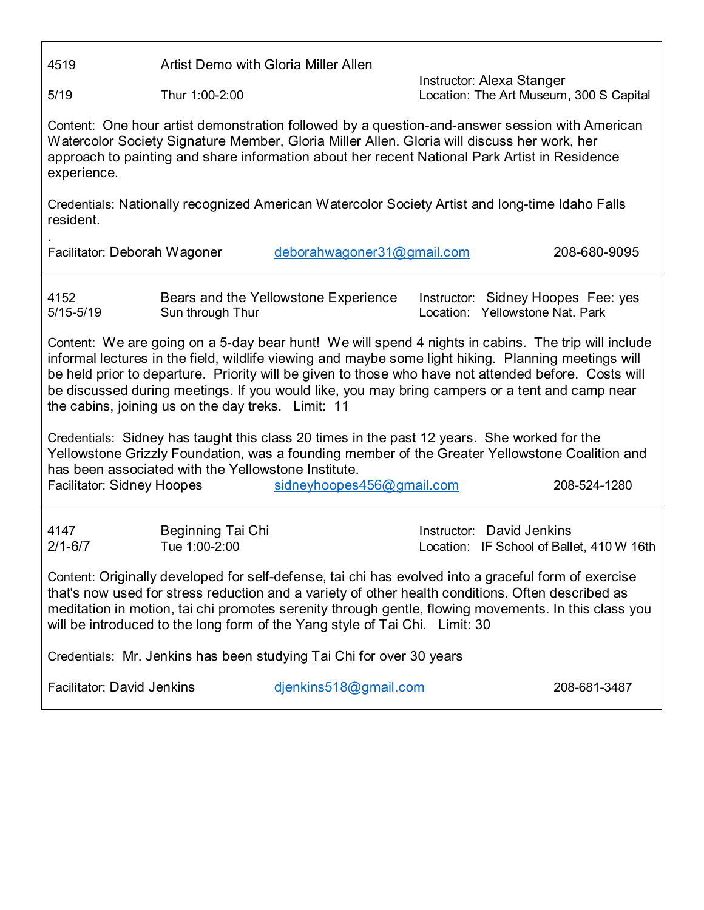4519 Artist Demo with Gloria Miller Allen

Instructor: Alexa Stanger

5/19 Thur 1:00-2:00

Location: The Art Museum, 300 S Capital

Content: One hour artist demonstration followed by a question-and-answer session with American Watercolor Society Signature Member, Gloria Miller Allen. Gloria will discuss her work, her approach to painting and share information about her recent National Park Artist in Residence experience.

Credentials: Nationally recognized American Watercolor Society Artist and long-time Idaho Falls resident.

.

Facilitator: Deborah Wagoner deborahwagoner31@gmail.com 208-680-9095

---

4152 Bears and the Yellowstone Experience

Instructor: Sidney Hoopes Fee: yes

5/15-5/19 Sun through Thur

Location: Yellowstone Nat. Park

Content: We are going on a 5-day bear hunt! We will spend 4 nights in cabins. The trip will include informal lectures in the field, wildlife viewing and maybe some light hiking. Planning meetings will be held prior to departure. Priority will be given to those who have not attended before. Costs will be discussed during meetings. If you would like, you may bring campers or a tent and camp near the cabins, joining us on the day treks. Limit: 11

Credentials: Sidney has taught this class 20 times in the past 12 years. She worked for the Yellowstone Grizzly Foundation, was a founding member of the Greater Yellowstone Coalition and has been associated with the Yellowstone Institute.

Facilitator: Sidney Hoopes sidneyhoopes456@gmail.com 208-524-1280

---

4147 Beginning Tai Chi

Instructor: David Jenkins

2/1-6/7 Tue 1:00-2:00

Location: IF School of Ballet, 410 W 16th

Content: Originally developed for self-defense, tai chi has evolved into a graceful form of exercise that's now used for stress reduction and a variety of other health conditions. Often described as meditation in motion, tai chi promotes serenity through gentle, flowing movements. In this class you will be introduced to the long form of the Yang style of Tai Chi. Limit: 30

Credentials: Mr. Jenkins has been studying Tai Chi for over 30 years

Facilitator: David Jenkins djenkins518@gmail.com 208-681-3487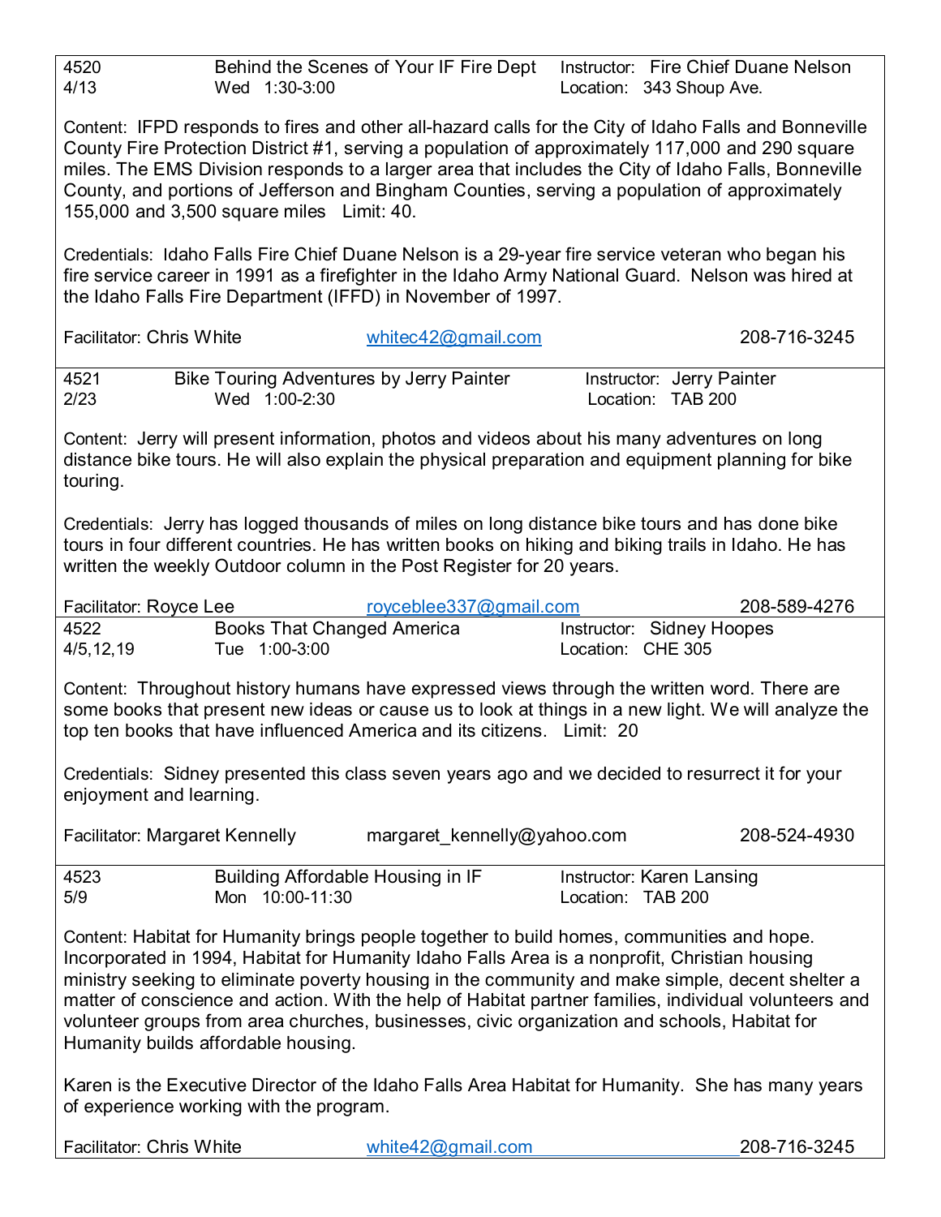**4520** | **Behind the Scenes of Your IF Fire Dept** | Instructor: Fire Chief Duane Nelson
4/13 | Wed 1:30-3:00 | Location: 343 Shoup Ave.

Content: IFPD responds to fires and other all-hazard calls for the City of Idaho Falls and Bonneville County Fire Protection District #1, serving a population of approximately 117,000 and 290 square miles. The EMS Division responds to a larger area that includes the City of Idaho Falls, Bonneville County, and portions of Jefferson and Bingham Counties, serving a population of approximately 155,000 and 3,500 square miles Limit: 40.

Credentials: Idaho Falls Fire Chief Duane Nelson is a 29-year fire service veteran who began his fire service career in 1991 as a firefighter in the Idaho Army National Guard. Nelson was hired at the Idaho Falls Fire Department (IFFD) in November of 1997.

Facilitator: Chris White whitec42@gmail.com 208-716-3245

---

**4521** | **Bike Touring Adventures by Jerry Painter** | Instructor: Jerry Painter
2/23 | Wed 1:00-2:30 | Location: TAB 200

Content: Jerry will present information, photos and videos about his many adventures on long distance bike tours. He will also explain the physical preparation and equipment planning for bike touring.

Credentials: Jerry has logged thousands of miles on long distance bike tours and has done bike tours in four different countries. He has written books on hiking and biking trails in Idaho. He has written the weekly Outdoor column in the Post Register for 20 years.

Facilitator: Royce Lee royceblee337@gmail.com 208-589-4276

---

**4522** | **Books That Changed America** | Instructor: Sidney Hoopes
4/5,12,19 | Tue 1:00-3:00 | Location: CHE 305

Content: Throughout history humans have expressed views through the written word. There are some books that present new ideas or cause us to look at things in a new light. We will analyze the top ten books that have influenced America and its citizens. Limit: 20

Credentials: Sidney presented this class seven years ago and we decided to resurrect it for your enjoyment and learning.

Facilitator: Margaret Kennelly margaret_kennelly@yahoo.com 208-524-4930

---

**4523** | **Building Affordable Housing in IF** | Instructor: Karen Lansing
5/9 | Mon 10:00-11:30 | Location: TAB 200

Content: Habitat for Humanity brings people together to build homes, communities and hope. Incorporated in 1994, Habitat for Humanity Idaho Falls Area is a nonprofit, Christian housing ministry seeking to eliminate poverty housing in the community and make simple, decent shelter a matter of conscience and action. With the help of Habitat partner families, individual volunteers and volunteer groups from area churches, businesses, civic organization and schools, Habitat for Humanity builds affordable housing.

Karen is the Executive Director of the Idaho Falls Area Habitat for Humanity. She has many years of experience working with the program.

Facilitator: Chris White white42@gmail.com 208-716-3245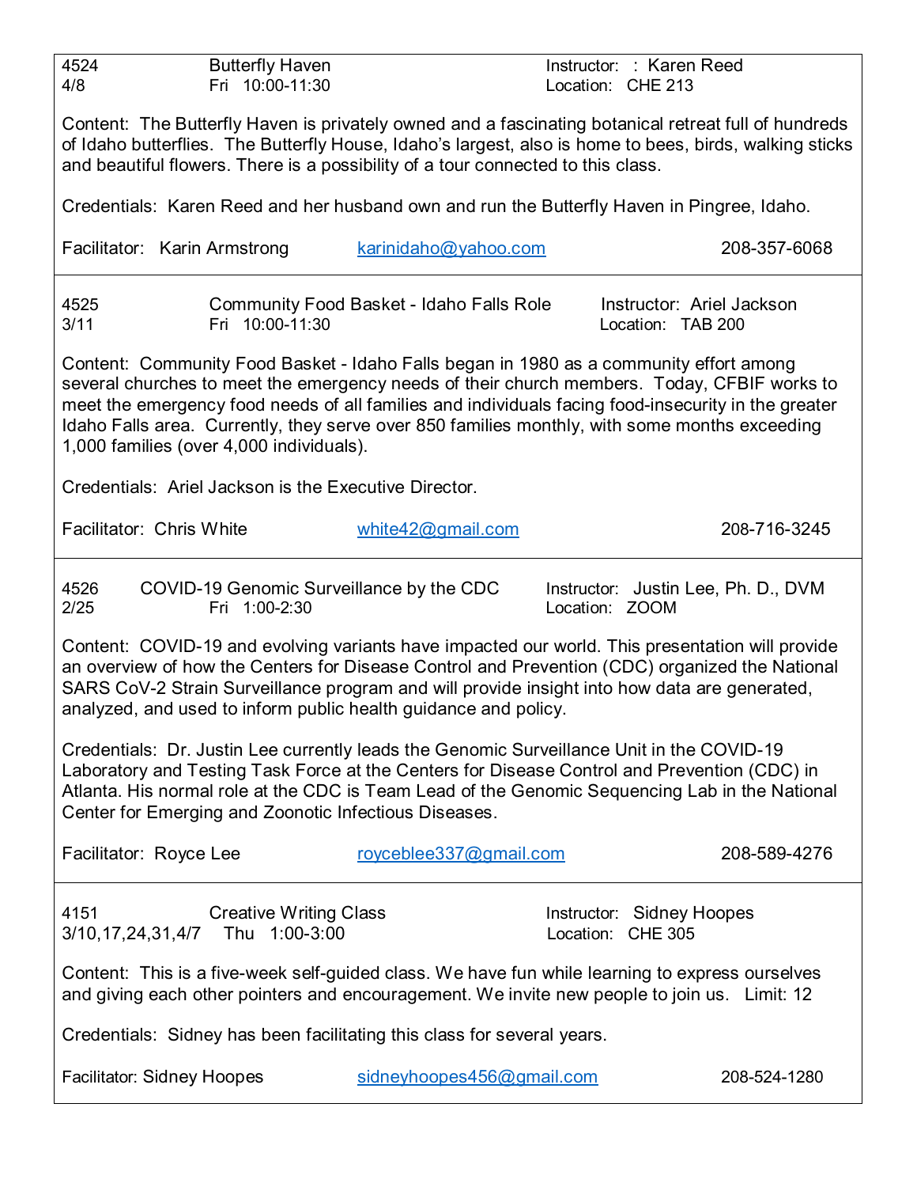4524 Butterfly Haven Instructor: : Karen Reed
4/8 Fri 10:00-11:30 Location: CHE 213

Content: The Butterfly Haven is privately owned and a fascinating botanical retreat full of hundreds of Idaho butterflies. The Butterfly House, Idaho's largest, also is home to bees, birds, walking sticks and beautiful flowers. There is a possibility of a tour connected to this class.

Credentials: Karen Reed and her husband own and run the Butterfly Haven in Pingree, Idaho.

Facilitator: Karin Armstrong karinidaho@yahoo.com 208-357-6068

---

4525 Community Food Basket - Idaho Falls Role Instructor: Ariel Jackson
3/11 Fri 10:00-11:30 Location: TAB 200

Content: Community Food Basket - Idaho Falls began in 1980 as a community effort among several churches to meet the emergency needs of their church members. Today, CFBIF works to meet the emergency food needs of all families and individuals facing food-insecurity in the greater Idaho Falls area. Currently, they serve over 850 families monthly, with some months exceeding 1,000 families (over 4,000 individuals).

Credentials: Ariel Jackson is the Executive Director.

Facilitator: Chris White white42@gmail.com 208-716-3245

---

4526 COVID-19 Genomic Surveillance by the CDC Instructor: Justin Lee, Ph. D., DVM
2/25 Fri 1:00-2:30 Location: ZOOM

Content: COVID-19 and evolving variants have impacted our world. This presentation will provide an overview of how the Centers for Disease Control and Prevention (CDC) organized the National SARS CoV-2 Strain Surveillance program and will provide insight into how data are generated, analyzed, and used to inform public health guidance and policy.

Credentials: Dr. Justin Lee currently leads the Genomic Surveillance Unit in the COVID-19 Laboratory and Testing Task Force at the Centers for Disease Control and Prevention (CDC) in Atlanta. His normal role at the CDC is Team Lead of the Genomic Sequencing Lab in the National Center for Emerging and Zoonotic Infectious Diseases.

Facilitator: Royce Lee royceblee337@gmail.com 208-589-4276

---

4151 Creative Writing Class Instructor: Sidney Hoopes
3/10,17,24,31,4/7 Thu 1:00-3:00 Location: CHE 305

Content: This is a five-week self-guided class. We have fun while learning to express ourselves and giving each other pointers and encouragement. We invite new people to join us. Limit: 12

Credentials: Sidney has been facilitating this class for several years.

Facilitator: Sidney Hoopes sidneyhoopes456@gmail.com 208-524-1280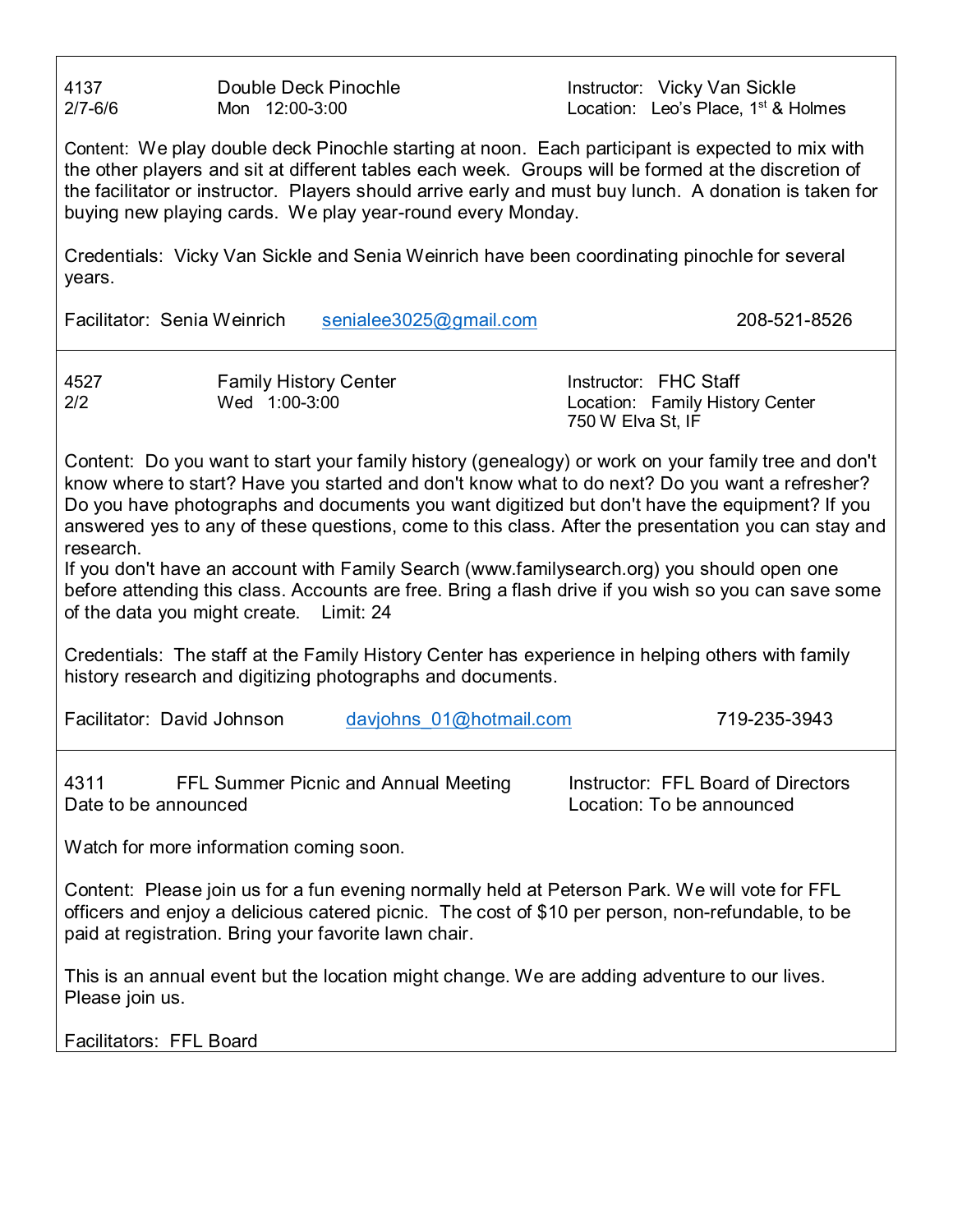**4137** — **Double Deck Pinochle**
2/7-6/6 — Mon 12:00-3:00
Instructor: Vicky Van Sickle
Location: Leo's Place, 1st & Holmes

Content: We play double deck Pinochle starting at noon. Each participant is expected to mix with the other players and sit at different tables each week. Groups will be formed at the discretion of the facilitator or instructor. Players should arrive early and must buy lunch. A donation is taken for buying new playing cards. We play year-round every Monday.

Credentials: Vicky Van Sickle and Senia Weinrich have been coordinating pinochle for several years.

Facilitator: Senia Weinrich — senialee3025@gmail.com — 208-521-8526

---

**4527** — **Family History Center**
2/2 — Wed 1:00-3:00
Instructor: FHC Staff
Location: Family History Center, 750 W Elva St, IF

Content: Do you want to start your family history (genealogy) or work on your family tree and don't know where to start? Have you started and don't know what to do next? Do you want a refresher? Do you have photographs and documents you want digitized but don't have the equipment? If you answered yes to any of these questions, come to this class. After the presentation you can stay and research.
If you don't have an account with Family Search (www.familysearch.org) you should open one before attending this class. Accounts are free. Bring a flash drive if you wish so you can save some of the data you might create. Limit: 24

Credentials: The staff at the Family History Center has experience in helping others with family history research and digitizing photographs and documents.

Facilitator: David Johnson — davjohns_01@hotmail.com — 719-235-3943

---

**4311** — **FFL Summer Picnic and Annual Meeting**
Date to be announced
Instructor: FFL Board of Directors
Location: To be announced

Watch for more information coming soon.

Content: Please join us for a fun evening normally held at Peterson Park. We will vote for FFL officers and enjoy a delicious catered picnic. The cost of $10 per person, non-refundable, to be paid at registration. Bring your favorite lawn chair.

This is an annual event but the location might change. We are adding adventure to our lives. Please join us.

Facilitators: FFL Board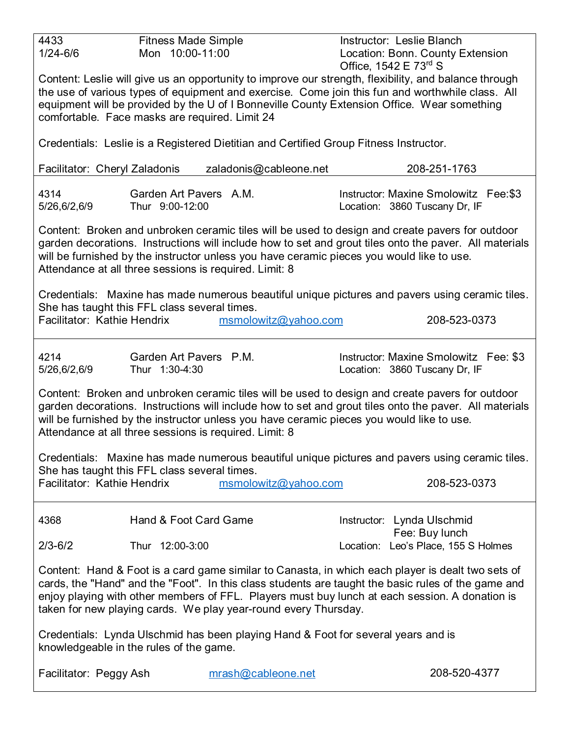4433 — 1/24-6/6

**Fitness Made Simple**
Mon 10:00-11:00

Instructor: Leslie Blanch
Location: Bonn. County Extension Office, 1542 E 73rd S

Content: Leslie will give us an opportunity to improve our strength, flexibility, and balance through the use of various types of equipment and exercise. Come join this fun and worthwhile class. All equipment will be provided by the U of I Bonneville County Extension Office. Wear something comfortable. Face masks are required. Limit 24

Credentials: Leslie is a Registered Dietitian and Certified Group Fitness Instructor.

Facilitator: Cheryl Zaladonis zaladonis@cableone.net 208-251-1763

---

4314 — 5/26,6/2,6/9

**Garden Art Pavers A.M.**
Thur 9:00-12:00

Instructor: Maxine Smolowitz Fee:$3
Location: 3860 Tuscany Dr, IF

Content: Broken and unbroken ceramic tiles will be used to design and create pavers for outdoor garden decorations. Instructions will include how to set and grout tiles onto the paver. All materials will be furnished by the instructor unless you have ceramic pieces you would like to use. Attendance at all three sessions is required. Limit: 8

Credentials: Maxine has made numerous beautiful unique pictures and pavers using ceramic tiles. She has taught this FFL class several times.
Facilitator: Kathie Hendrix msmolowitz@yahoo.com 208-523-0373

---

4214 — 5/26,6/2,6/9

**Garden Art Pavers P.M.**
Thur 1:30-4:30

Instructor: Maxine Smolowitz Fee: $3
Location: 3860 Tuscany Dr, IF

Content: Broken and unbroken ceramic tiles will be used to design and create pavers for outdoor garden decorations. Instructions will include how to set and grout tiles onto the paver. All materials will be furnished by the instructor unless you have ceramic pieces you would like to use. Attendance at all three sessions is required. Limit: 8

Credentials: Maxine has made numerous beautiful unique pictures and pavers using ceramic tiles. She has taught this FFL class several times.
Facilitator: Kathie Hendrix msmolowitz@yahoo.com 208-523-0373

---

4368 — 2/3-6/2

**Hand & Foot Card Game**
Thur 12:00-3:00

Instructor: Lynda Ulschmid
Fee: Buy lunch
Location: Leo's Place, 155 S Holmes

Content: Hand & Foot is a card game similar to Canasta, in which each player is dealt two sets of cards, the "Hand" and the "Foot". In this class students are taught the basic rules of the game and enjoy playing with other members of FFL. Players must buy lunch at each session. A donation is taken for new playing cards. We play year-round every Thursday.

Credentials: Lynda Ulschmid has been playing Hand & Foot for several years and is knowledgeable in the rules of the game.

Facilitator: Peggy Ash mrash@cableone.net 208-520-4377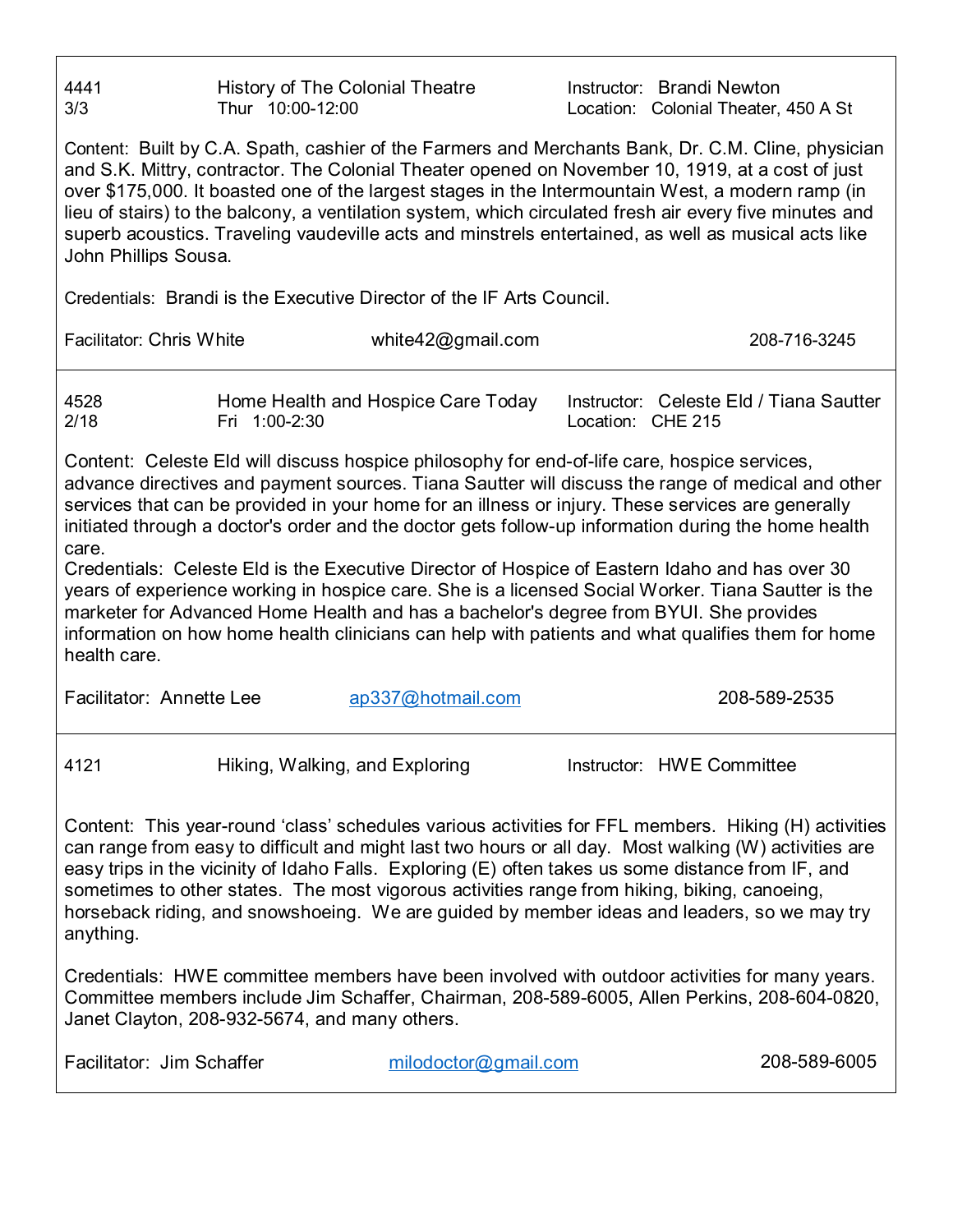4441 | History of The Colonial Theatre | Instructor: Brandi Newton
3/3 | Thur 10:00-12:00 | Location: Colonial Theater, 450 A St

Content: Built by C.A. Spath, cashier of the Farmers and Merchants Bank, Dr. C.M. Cline, physician and S.K. Mittry, contractor. The Colonial Theater opened on November 10, 1919, at a cost of just over $175,000. It boasted one of the largest stages in the Intermountain West, a modern ramp (in lieu of stairs) to the balcony, a ventilation system, which circulated fresh air every five minutes and superb acoustics. Traveling vaudeville acts and minstrels entertained, as well as musical acts like John Phillips Sousa.

Credentials: Brandi is the Executive Director of the IF Arts Council.

Facilitator: Chris White | white42@gmail.com | 208-716-3245

---

4528 | Home Health and Hospice Care Today | Instructor: Celeste Eld / Tiana Sautter
2/18 | Fri 1:00-2:30 | Location: CHE 215

Content: Celeste Eld will discuss hospice philosophy for end-of-life care, hospice services, advance directives and payment sources. Tiana Sautter will discuss the range of medical and other services that can be provided in your home for an illness or injury. These services are generally initiated through a doctor's order and the doctor gets follow-up information during the home health care.

Credentials: Celeste Eld is the Executive Director of Hospice of Eastern Idaho and has over 30 years of experience working in hospice care. She is a licensed Social Worker. Tiana Sautter is the marketer for Advanced Home Health and has a bachelor's degree from BYUI. She provides information on how home health clinicians can help with patients and what qualifies them for home health care.

Facilitator: Annette Lee | ap337@hotmail.com | 208-589-2535

---

4121 | Hiking, Walking, and Exploring | Instructor: HWE Committee

Content: This year-round 'class' schedules various activities for FFL members. Hiking (H) activities can range from easy to difficult and might last two hours or all day. Most walking (W) activities are easy trips in the vicinity of Idaho Falls. Exploring (E) often takes us some distance from IF, and sometimes to other states. The most vigorous activities range from hiking, biking, canoeing, horseback riding, and snowshoeing. We are guided by member ideas and leaders, so we may try anything.

Credentials: HWE committee members have been involved with outdoor activities for many years. Committee members include Jim Schaffer, Chairman, 208-589-6005, Allen Perkins, 208-604-0820, Janet Clayton, 208-932-5674, and many others.

Facilitator: Jim Schaffer | milodoctor@gmail.com | 208-589-6005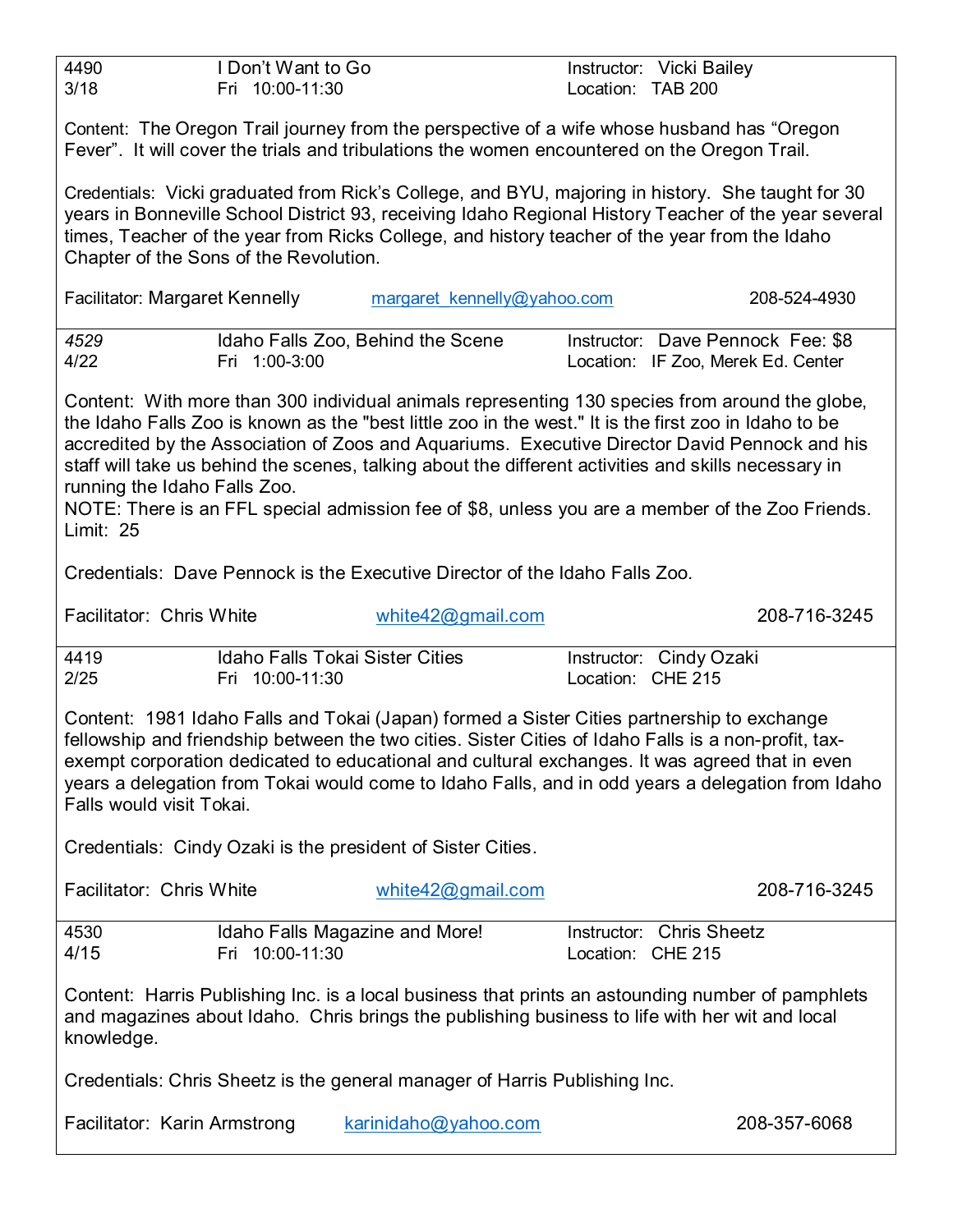4490 | I Don't Want to Go | Instructor: Vicki Bailey
3/18 | Fri 10:00-11:30 | Location: TAB 200

Content: The Oregon Trail journey from the perspective of a wife whose husband has "Oregon Fever". It will cover the trials and tribulations the women encountered on the Oregon Trail.

Credentials: Vicki graduated from Rick's College, and BYU, majoring in history. She taught for 30 years in Bonneville School District 93, receiving Idaho Regional History Teacher of the year several times, Teacher of the year from Ricks College, and history teacher of the year from the Idaho Chapter of the Sons of the Revolution.

Facilitator: Margaret Kennelly  margaret_kennelly@yahoo.com  208-524-4930

---

*4529* | Idaho Falls Zoo, Behind the Scene | Instructor: Dave Pennock Fee: $8
4/22 | Fri 1:00-3:00 | Location: IF Zoo, Merek Ed. Center

Content: With more than 300 individual animals representing 130 species from around the globe, the Idaho Falls Zoo is known as the "best little zoo in the west." It is the first zoo in Idaho to be accredited by the Association of Zoos and Aquariums. Executive Director David Pennock and his staff will take us behind the scenes, talking about the different activities and skills necessary in running the Idaho Falls Zoo.
NOTE: There is an FFL special admission fee of $8, unless you are a member of the Zoo Friends.
Limit: 25

Credentials: Dave Pennock is the Executive Director of the Idaho Falls Zoo.

Facilitator: Chris White  white42@gmail.com  208-716-3245

---

4419 | Idaho Falls Tokai Sister Cities | Instructor: Cindy Ozaki
2/25 | Fri 10:00-11:30 | Location: CHE 215

Content: 1981 Idaho Falls and Tokai (Japan) formed a Sister Cities partnership to exchange fellowship and friendship between the two cities. Sister Cities of Idaho Falls is a non-profit, tax-exempt corporation dedicated to educational and cultural exchanges. It was agreed that in even years a delegation from Tokai would come to Idaho Falls, and in odd years a delegation from Idaho Falls would visit Tokai.

Credentials: Cindy Ozaki is the president of Sister Cities.

Facilitator: Chris White  white42@gmail.com  208-716-3245

---

4530 | Idaho Falls Magazine and More! | Instructor: Chris Sheetz
4/15 | Fri 10:00-11:30 | Location: CHE 215

Content: Harris Publishing Inc. is a local business that prints an astounding number of pamphlets and magazines about Idaho. Chris brings the publishing business to life with her wit and local knowledge.

Credentials: Chris Sheetz is the general manager of Harris Publishing Inc.

Facilitator: Karin Armstrong  karinidaho@yahoo.com  208-357-6068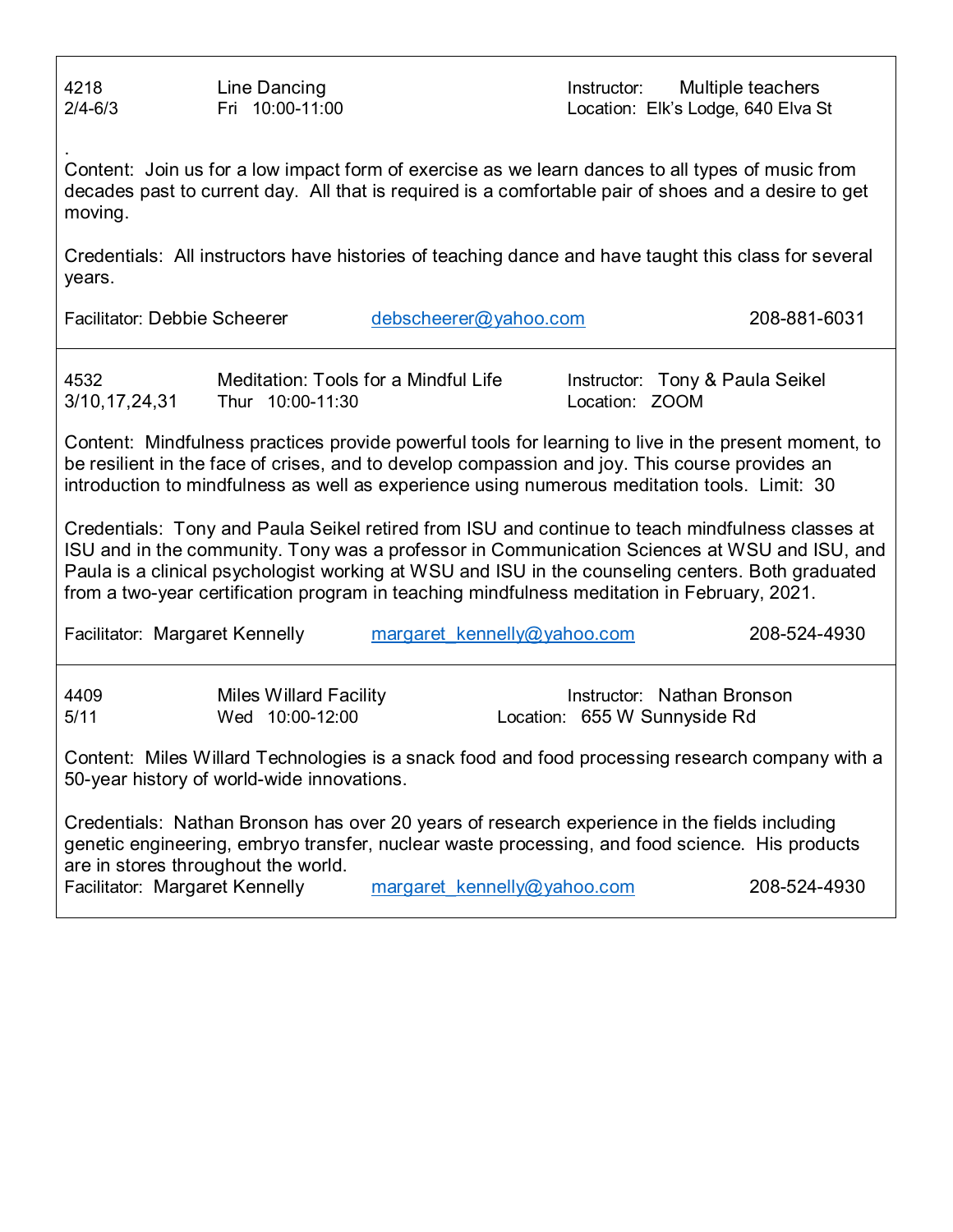4218 | Line Dancing | Instructor: Multiple teachers
2/4-6/3 | Fri 10:00-11:00 | Location: Elk's Lodge, 640 Elva St

.
Content: Join us for a low impact form of exercise as we learn dances to all types of music from decades past to current day. All that is required is a comfortable pair of shoes and a desire to get moving.

Credentials: All instructors have histories of teaching dance and have taught this class for several years.

Facilitator: Debbie Scheerer debscheerer@yahoo.com 208-881-6031

---

4532 | Meditation: Tools for a Mindful Life | Instructor: Tony & Paula Seikel
3/10,17,24,31 | Thur 10:00-11:30 | Location: ZOOM

Content: Mindfulness practices provide powerful tools for learning to live in the present moment, to be resilient in the face of crises, and to develop compassion and joy. This course provides an introduction to mindfulness as well as experience using numerous meditation tools. Limit: 30

Credentials: Tony and Paula Seikel retired from ISU and continue to teach mindfulness classes at ISU and in the community. Tony was a professor in Communication Sciences at WSU and ISU, and Paula is a clinical psychologist working at WSU and ISU in the counseling centers. Both graduated from a two-year certification program in teaching mindfulness meditation in February, 2021.

Facilitator: Margaret Kennelly margaret_kennelly@yahoo.com 208-524-4930

---

4409 | Miles Willard Facility | Instructor: Nathan Bronson
5/11 | Wed 10:00-12:00 | Location: 655 W Sunnyside Rd

Content: Miles Willard Technologies is a snack food and food processing research company with a 50-year history of world-wide innovations.

Credentials: Nathan Bronson has over 20 years of research experience in the fields including genetic engineering, embryo transfer, nuclear waste processing, and food science. His products are in stores throughout the world.
Facilitator: Margaret Kennelly margaret_kennelly@yahoo.com 208-524-4930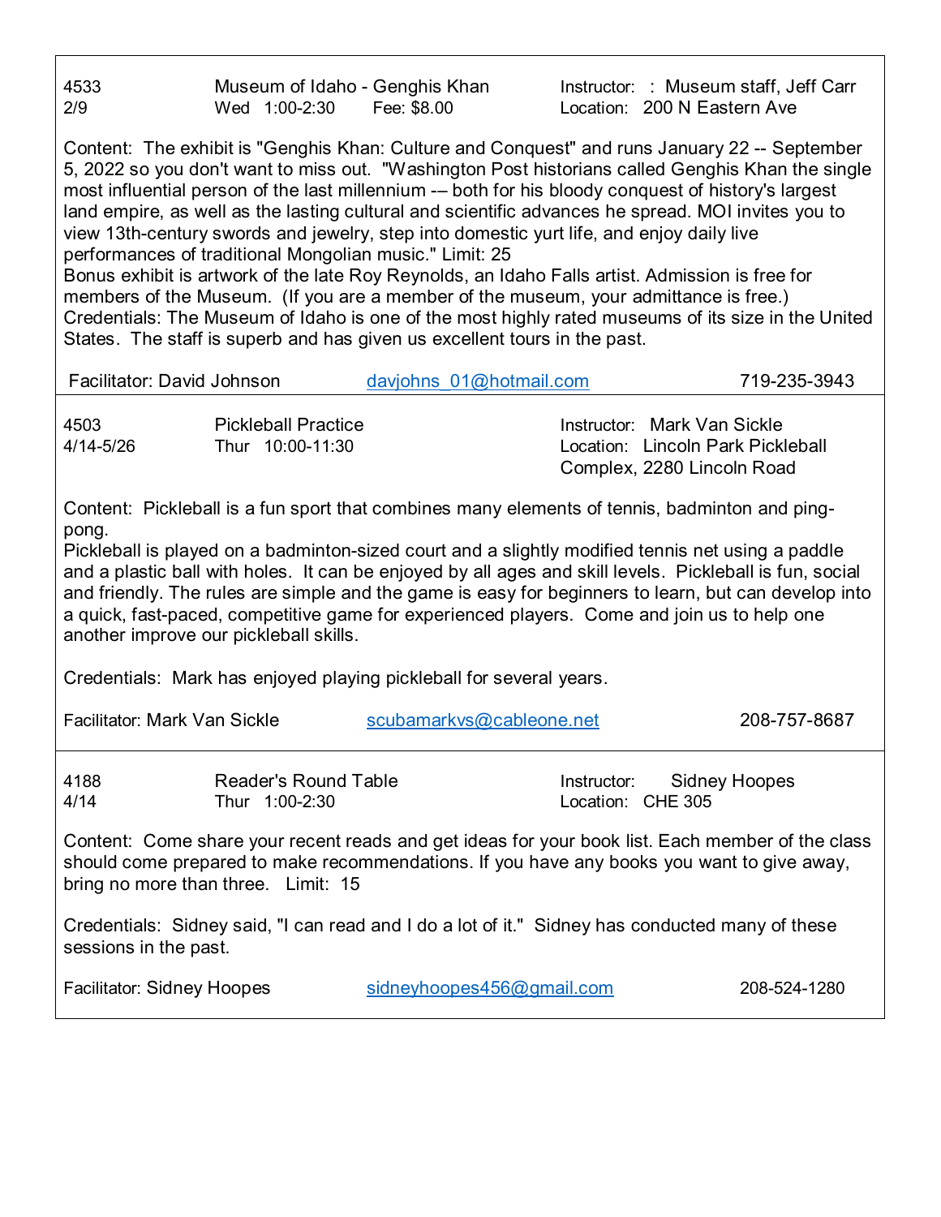4533 | Museum of Idaho - Genghis Khan | Instructor: : Museum staff, Jeff Carr
2/9 | Wed 1:00-2:30 | Fee: $8.00 | Location: 200 N Eastern Ave

Content: The exhibit is "Genghis Khan: Culture and Conquest" and runs January 22 -- September 5, 2022 so you don't want to miss out. "Washington Post historians called Genghis Khan the single most influential person of the last millennium -– both for his bloody conquest of history's largest land empire, as well as the lasting cultural and scientific advances he spread. MOI invites you to view 13th-century swords and jewelry, step into domestic yurt life, and enjoy daily live performances of traditional Mongolian music." Limit: 25
Bonus exhibit is artwork of the late Roy Reynolds, an Idaho Falls artist. Admission is free for members of the Museum. (If you are a member of the museum, your admittance is free.)
Credentials: The Museum of Idaho is one of the most highly rated museums of its size in the United States. The staff is superb and has given us excellent tours in the past.

Facilitator: David Johnson davjohns_01@hotmail.com 719-235-3943

---

4503 | Pickleball Practice | Instructor: Mark Van Sickle
4/14-5/26 | Thur 10:00-11:30 | Location: Lincoln Park Pickleball Complex, 2280 Lincoln Road

Content: Pickleball is a fun sport that combines many elements of tennis, badminton and ping-pong.
Pickleball is played on a badminton-sized court and a slightly modified tennis net using a paddle and a plastic ball with holes. It can be enjoyed by all ages and skill levels. Pickleball is fun, social and friendly. The rules are simple and the game is easy for beginners to learn, but can develop into a quick, fast-paced, competitive game for experienced players. Come and join us to help one another improve our pickleball skills.

Credentials: Mark has enjoyed playing pickleball for several years.

Facilitator: Mark Van Sickle scubamarkvs@cableone.net 208-757-8687

---

4188 | Reader's Round Table | Instructor: Sidney Hoopes
4/14 | Thur 1:00-2:30 | Location: CHE 305

Content: Come share your recent reads and get ideas for your book list. Each member of the class should come prepared to make recommendations. If you have any books you want to give away, bring no more than three. Limit: 15

Credentials: Sidney said, "I can read and I do a lot of it." Sidney has conducted many of these sessions in the past.

Facilitator: Sidney Hoopes sidneyhoopes456@gmail.com 208-524-1280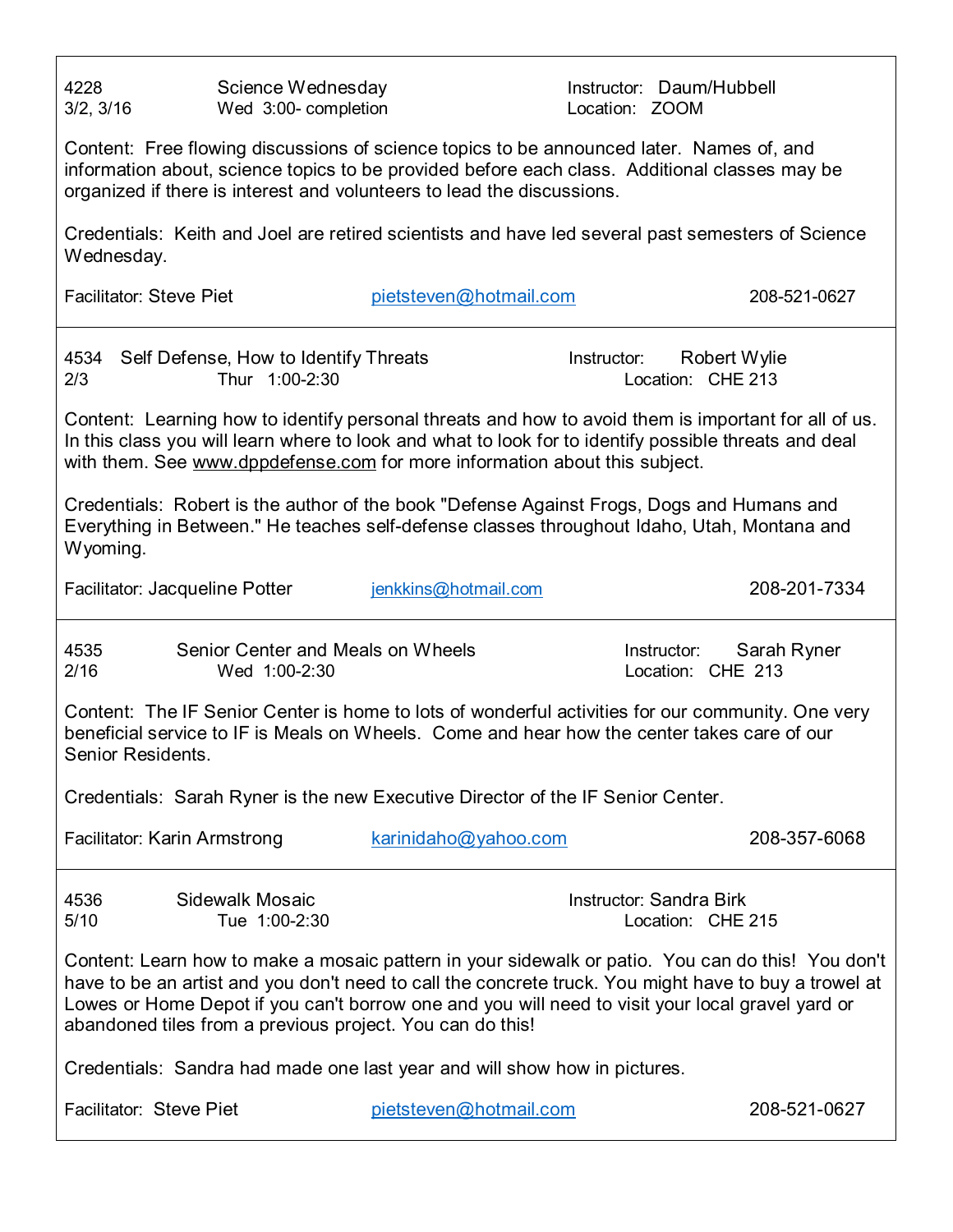4228 Science Wednesday
3/2, 3/16 Wed 3:00- completion

Instructor: Daum/Hubbell
Location: ZOOM

Content: Free flowing discussions of science topics to be announced later. Names of, and information about, science topics to be provided before each class. Additional classes may be organized if there is interest and volunteers to lead the discussions.

Credentials: Keith and Joel are retired scientists and have led several past semesters of Science Wednesday.

Facilitator: Steve Piet pietsteven@hotmail.com 208-521-0627

---

4534 Self Defense, How to Identify Threats
2/3 Thur 1:00-2:30

Instructor: Robert Wylie
Location: CHE 213

Content: Learning how to identify personal threats and how to avoid them is important for all of us. In this class you will learn where to look and what to look for to identify possible threats and deal with them. See www.dppdefense.com for more information about this subject.

Credentials: Robert is the author of the book "Defense Against Frogs, Dogs and Humans and Everything in Between." He teaches self-defense classes throughout Idaho, Utah, Montana and Wyoming.

Facilitator: Jacqueline Potter jenkkins@hotmail.com 208-201-7334

---

4535 Senior Center and Meals on Wheels
2/16 Wed 1:00-2:30

Instructor: Sarah Ryner
Location: CHE 213

Content: The IF Senior Center is home to lots of wonderful activities for our community. One very beneficial service to IF is Meals on Wheels. Come and hear how the center takes care of our Senior Residents.

Credentials: Sarah Ryner is the new Executive Director of the IF Senior Center.

Facilitator: Karin Armstrong karinidaho@yahoo.com 208-357-6068

---

4536 Sidewalk Mosaic
5/10 Tue 1:00-2:30

Instructor: Sandra Birk
Location: CHE 215

Content: Learn how to make a mosaic pattern in your sidewalk or patio. You can do this! You don't have to be an artist and you don't need to call the concrete truck. You might have to buy a trowel at Lowes or Home Depot if you can't borrow one and you will need to visit your local gravel yard or abandoned tiles from a previous project. You can do this!

Credentials: Sandra had made one last year and will show how in pictures.

Facilitator: Steve Piet pietsteven@hotmail.com 208-521-0627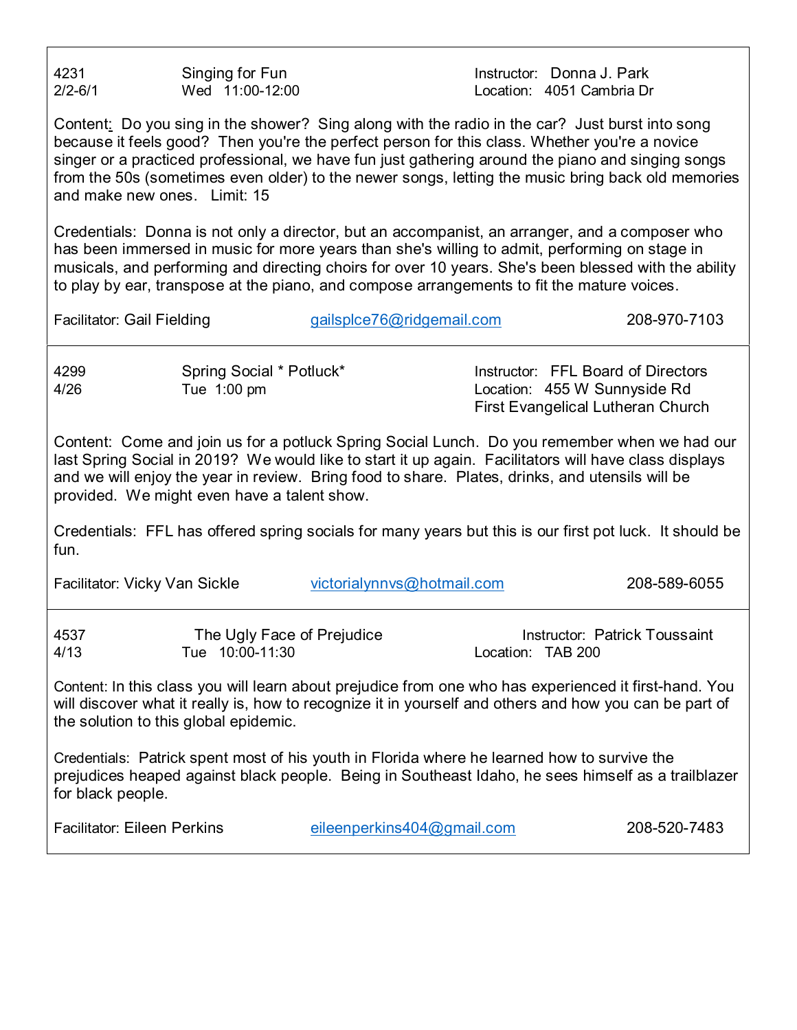4231 Singing for Fun
2/2-6/1 Wed 11:00-12:00

Instructor: Donna J. Park
Location: 4051 Cambria Dr

Content: Do you sing in the shower? Sing along with the radio in the car? Just burst into song because it feels good? Then you're the perfect person for this class. Whether you're a novice singer or a practiced professional, we have fun just gathering around the piano and singing songs from the 50s (sometimes even older) to the newer songs, letting the music bring back old memories and make new ones. Limit: 15

Credentials: Donna is not only a director, but an accompanist, an arranger, and a composer who has been immersed in music for more years than she's willing to admit, performing on stage in musicals, and performing and directing choirs for over 10 years. She's been blessed with the ability to play by ear, transpose at the piano, and compose arrangements to fit the mature voices.

Facilitator: Gail Fielding gailsplce76@ridgemail.com 208-970-7103

---

4299 Spring Social * Potluck*
4/26 Tue 1:00 pm

Instructor: FFL Board of Directors
Location: 455 W Sunnyside Rd
First Evangelical Lutheran Church

Content: Come and join us for a potluck Spring Social Lunch. Do you remember when we had our last Spring Social in 2019? We would like to start it up again. Facilitators will have class displays and we will enjoy the year in review. Bring food to share. Plates, drinks, and utensils will be provided. We might even have a talent show.

Credentials: FFL has offered spring socials for many years but this is our first pot luck. It should be fun.

Facilitator: Vicky Van Sickle victorialynnvs@hotmail.com 208-589-6055

---

4537 The Ugly Face of Prejudice
4/13 Tue 10:00-11:30

Instructor: Patrick Toussaint
Location: TAB 200

Content: In this class you will learn about prejudice from one who has experienced it first-hand. You will discover what it really is, how to recognize it in yourself and others and how you can be part of the solution to this global epidemic.

Credentials: Patrick spent most of his youth in Florida where he learned how to survive the prejudices heaped against black people. Being in Southeast Idaho, he sees himself as a trailblazer for black people.

Facilitator: Eileen Perkins eileenperkins404@gmail.com 208-520-7483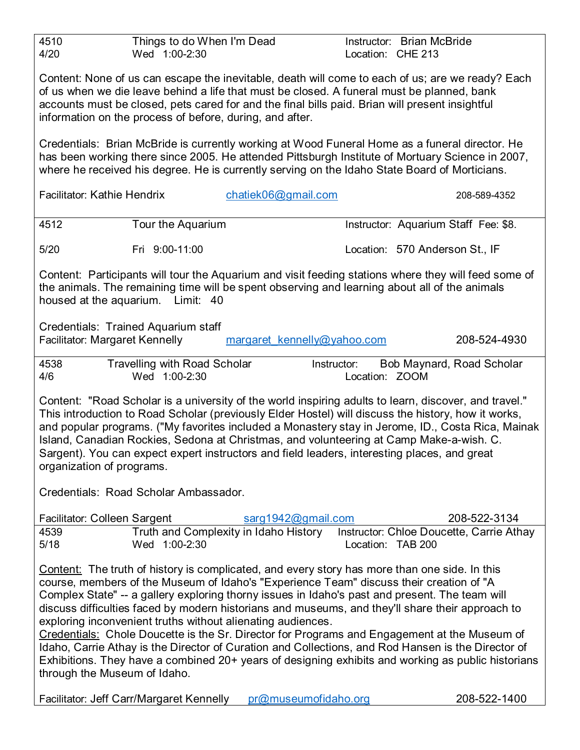4510 | Things to do When I'm Dead | Instructor: Brian McBride
4/20 | Wed 1:00-2:30 | Location: CHE 213

Content: None of us can escape the inevitable, death will come to each of us; are we ready? Each of us when we die leave behind a life that must be closed. A funeral must be planned, bank accounts must be closed, pets cared for and the final bills paid. Brian will present insightful information on the process of before, during, and after.

Credentials: Brian McBride is currently working at Wood Funeral Home as a funeral director. He has been working there since 2005. He attended Pittsburgh Institute of Mortuary Science in 2007, where he received his degree. He is currently serving on the Idaho State Board of Morticians.

Facilitator: Kathie Hendrix | chatiek06@gmail.com | 208-589-4352

---

4512 | Tour the Aquarium | Instructor: Aquarium Staff Fee: $8.
5/20 | Fri 9:00-11:00 | Location: 570 Anderson St., IF

Content: Participants will tour the Aquarium and visit feeding stations where they will feed some of the animals. The remaining time will be spent observing and learning about all of the animals housed at the aquarium. Limit: 40

Credentials: Trained Aquarium staff
Facilitator: Margaret Kennelly | margaret_kennelly@yahoo.com | 208-524-4930

---

4538 | Travelling with Road Scholar | Instructor: Bob Maynard, Road Scholar
4/6 | Wed 1:00-2:30 | Location: ZOOM

Content: "Road Scholar is a university of the world inspiring adults to learn, discover, and travel." This introduction to Road Scholar (previously Elder Hostel) will discuss the history, how it works, and popular programs. ("My favorites included a Monastery stay in Jerome, ID., Costa Rica, Mainak Island, Canadian Rockies, Sedona at Christmas, and volunteering at Camp Make-a-wish. C. Sargent). You can expect expert instructors and field leaders, interesting places, and great organization of programs.

Credentials: Road Scholar Ambassador.

Facilitator: Colleen Sargent | sarg1942@gmail.com | 208-522-3134

---

4539 | Truth and Complexity in Idaho History | Instructor: Chloe Doucette, Carrie Athay
5/18 | Wed 1:00-2:30 | Location: TAB 200

Content: The truth of history is complicated, and every story has more than one side. In this course, members of the Museum of Idaho's "Experience Team" discuss their creation of "A Complex State" -- a gallery exploring thorny issues in Idaho's past and present. The team will discuss difficulties faced by modern historians and museums, and they'll share their approach to exploring inconvenient truths without alienating audiences.
Credentials: Chole Doucette is the Sr. Director for Programs and Engagement at the Museum of Idaho, Carrie Athay is the Director of Curation and Collections, and Rod Hansen is the Director of Exhibitions. They have a combined 20+ years of designing exhibits and working as public historians through the Museum of Idaho.

Facilitator: Jeff Carr/Margaret Kennelly | pr@museumofidaho.org | 208-522-1400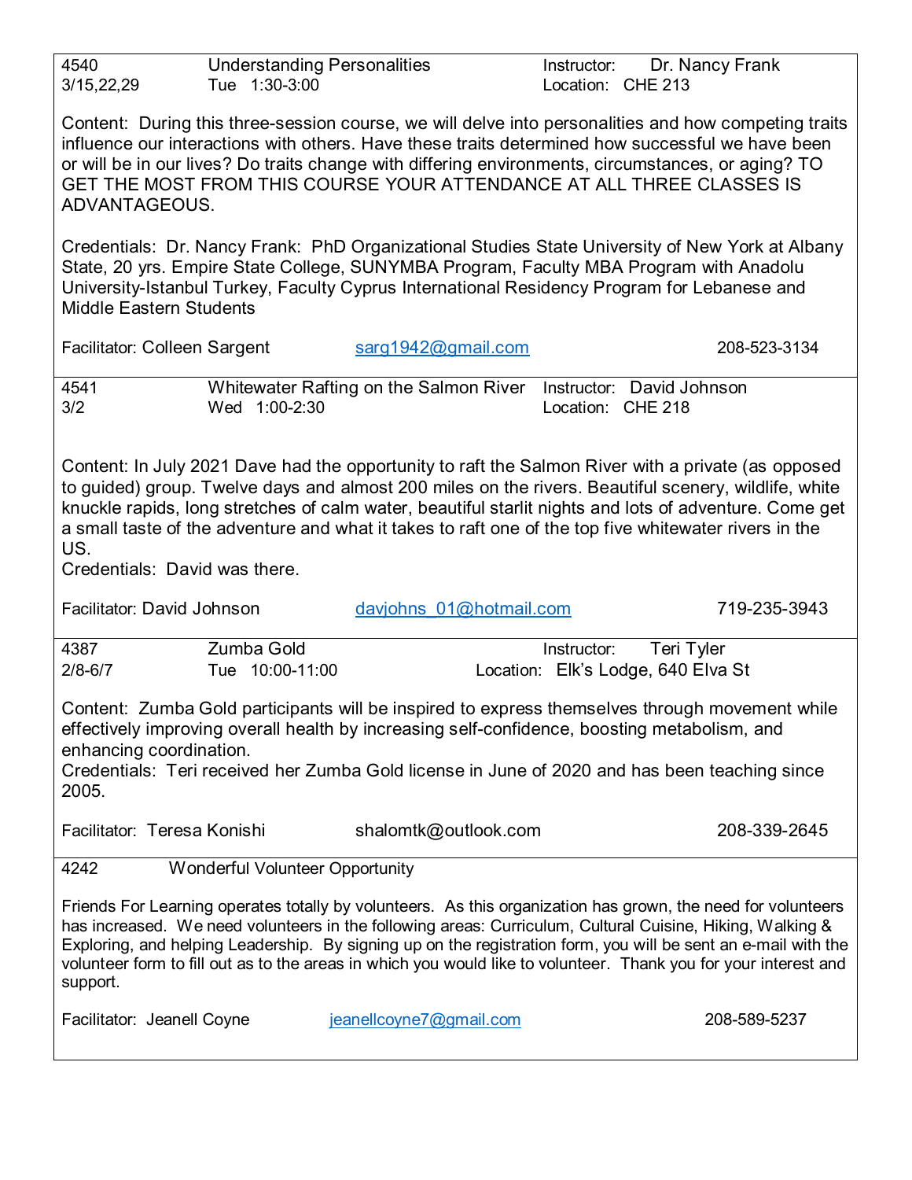4540 | Understanding Personalities | Instructor: Dr. Nancy Frank
3/15,22,29 | Tue 1:30-3:00 | Location: CHE 213

Content: During this three-session course, we will delve into personalities and how competing traits influence our interactions with others. Have these traits determined how successful we have been or will be in our lives? Do traits change with differing environments, circumstances, or aging? TO GET THE MOST FROM THIS COURSE YOUR ATTENDANCE AT ALL THREE CLASSES IS ADVANTAGEOUS.

Credentials: Dr. Nancy Frank: PhD Organizational Studies State University of New York at Albany State, 20 yrs. Empire State College, SUNYMBA Program, Faculty MBA Program with Anadolu University-Istanbul Turkey, Faculty Cyprus International Residency Program for Lebanese and Middle Eastern Students

Facilitator: Colleen Sargent | sarg1942@gmail.com | 208-523-3134

---

4541 | Whitewater Rafting on the Salmon River | Instructor: David Johnson
3/2 | Wed 1:00-2:30 | Location: CHE 218

Content: In July 2021 Dave had the opportunity to raft the Salmon River with a private (as opposed to guided) group. Twelve days and almost 200 miles on the rivers. Beautiful scenery, wildlife, white knuckle rapids, long stretches of calm water, beautiful starlit nights and lots of adventure. Come get a small taste of the adventure and what it takes to raft one of the top five whitewater rivers in the US.
Credentials: David was there.

Facilitator: David Johnson | davjohns_01@hotmail.com | 719-235-3943

---

4387 | Zumba Gold | Instructor: Teri Tyler
2/8-6/7 | Tue 10:00-11:00 | Location: Elk's Lodge, 640 Elva St

Content: Zumba Gold participants will be inspired to express themselves through movement while effectively improving overall health by increasing self-confidence, boosting metabolism, and enhancing coordination.
Credentials: Teri received her Zumba Gold license in June of 2020 and has been teaching since 2005.

Facilitator: Teresa Konishi | shalomtk@outlook.com | 208-339-2645

---

4242 | Wonderful Volunteer Opportunity

Friends For Learning operates totally by volunteers. As this organization has grown, the need for volunteers has increased. We need volunteers in the following areas: Curriculum, Cultural Cuisine, Hiking, Walking & Exploring, and helping Leadership. By signing up on the registration form, you will be sent an e-mail with the volunteer form to fill out as to the areas in which you would like to volunteer. Thank you for your interest and support.

Facilitator: Jeanell Coyne | jeanellcoyne7@gmail.com | 208-589-5237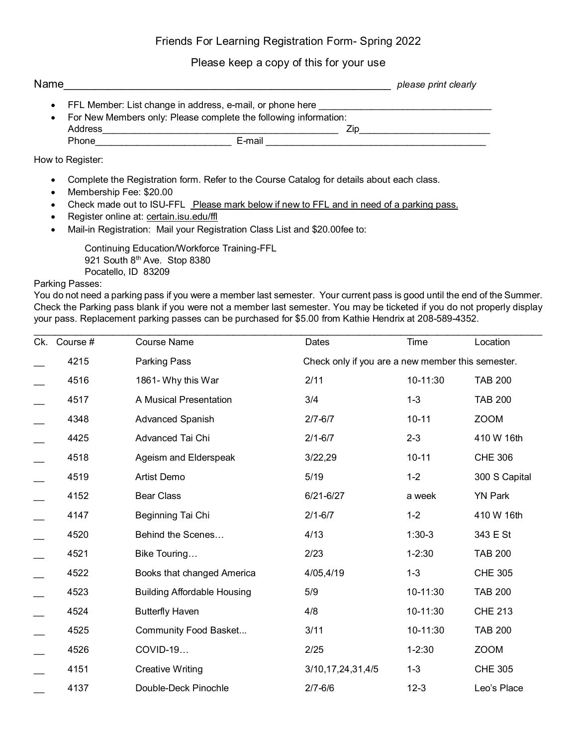# Friends For Learning Registration Form- Spring 2022

Please keep a copy of this for your use

Name______________________________________________________ *please print clearly*

- FFL Member: List change in address, e-mail, or phone here ________________________________
- For New Members only: Please complete the following information:
  Address_____________________________________________ Zip_________________________
  Phone_________________________ E-mail __________________________________________

How to Register:

- Complete the Registration form. Refer to the Course Catalog for details about each class.
- Membership Fee: $20.00
- Check made out to ISU-FFL <u>Please mark below if new to FFL and in need of a parking pass.</u>
- Register online at: <u>certain.isu.edu/ffl</u>
- Mail-in Registration: Mail your Registration Class List and $20.00fee to:

  Continuing Education/Workforce Training-FFL
  921 South 8th Ave. Stop 8380
  Pocatello, ID 83209

Parking Passes:
You do not need a parking pass if you were a member last semester. Your current pass is good until the end of the Summer. Check the Parking pass blank if you were not a member last semester. You may be ticketed if you do not properly display your pass. Replacement parking passes can be purchased for $5.00 from Kathie Hendrix at 208-589-4352.

| Ck. | Course # | Course Name | Dates | Time | Location |
|---|---|---|---|---|---|
| __ | 4215 | Parking Pass | Check only if you are a new member this semester. | | |
| __ | 4516 | 1861- Why this War | 2/11 | 10-11:30 | TAB 200 |
| __ | 4517 | A Musical Presentation | 3/4 | 1-3 | TAB 200 |
| __ | 4348 | Advanced Spanish | 2/7-6/7 | 10-11 | ZOOM |
| __ | 4425 | Advanced Tai Chi | 2/1-6/7 | 2-3 | 410 W 16th |
| __ | 4518 | Ageism and Elderspeak | 3/22,29 | 10-11 | CHE 306 |
| __ | 4519 | Artist Demo | 5/19 | 1-2 | 300 S Capital |
| __ | 4152 | Bear Class | 6/21-6/27 | a week | YN Park |
| __ | 4147 | Beginning Tai Chi | 2/1-6/7 | 1-2 | 410 W 16th |
| __ | 4520 | Behind the Scenes… | 4/13 | 1:30-3 | 343 E St |
| __ | 4521 | Bike Touring… | 2/23 | 1-2:30 | TAB 200 |
| __ | 4522 | Books that changed America | 4/05,4/19 | 1-3 | CHE 305 |
| __ | 4523 | Building Affordable Housing | 5/9 | 10-11:30 | TAB 200 |
| __ | 4524 | Butterfly Haven | 4/8 | 10-11:30 | CHE 213 |
| __ | 4525 | Community Food Basket... | 3/11 | 10-11:30 | TAB 200 |
| __ | 4526 | COVID-19… | 2/25 | 1-2:30 | ZOOM |
| __ | 4151 | Creative Writing | 3/10,17,24,31,4/5 | 1-3 | CHE 305 |
| __ | 4137 | Double-Deck Pinochle | 2/7-6/6 | 12-3 | Leo's Place |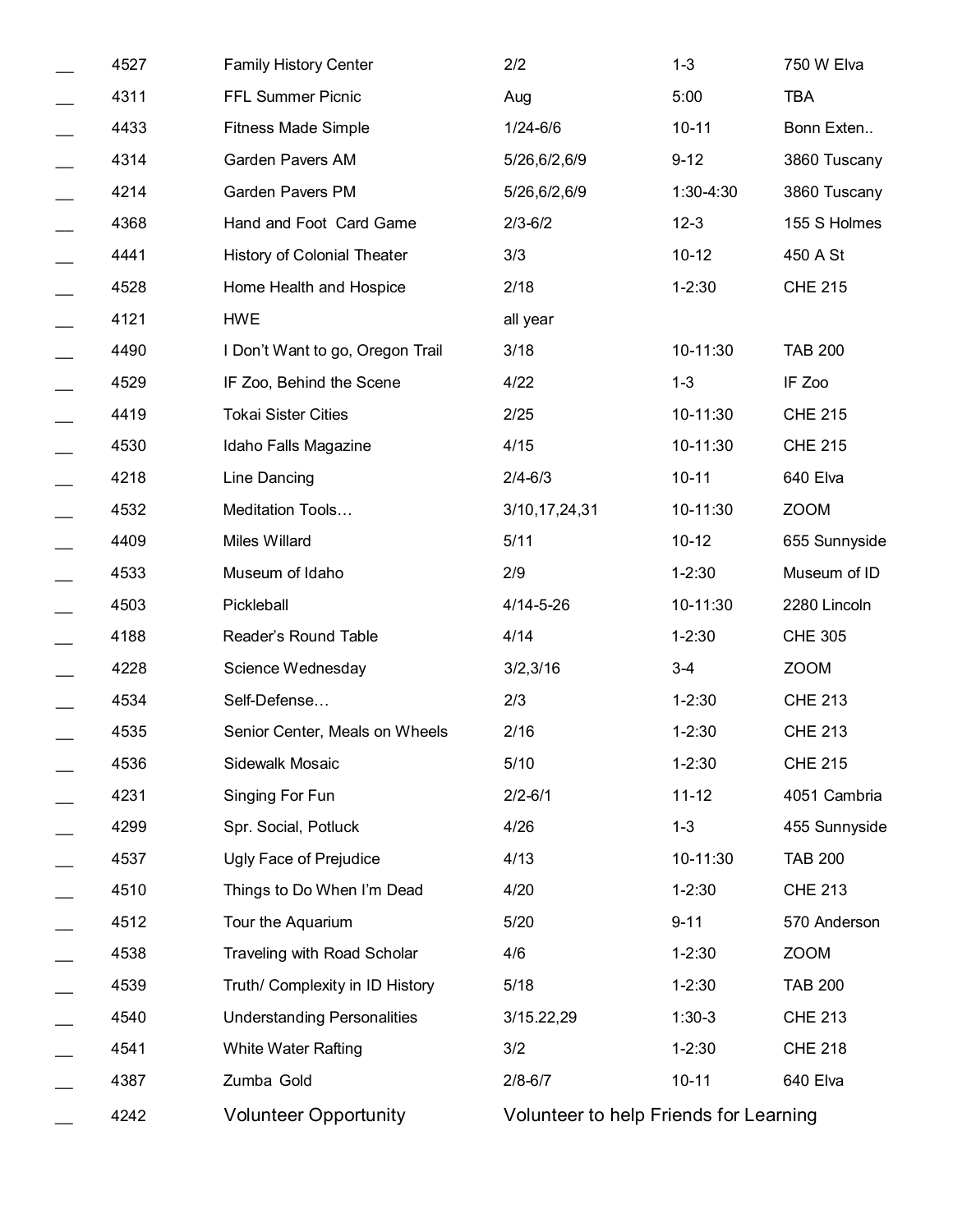| | | | | | |
|---|---|---|---|---|---|
| __ | 4527 | Family History Center | 2/2 | 1-3 | 750 W Elva |
| __ | 4311 | FFL Summer Picnic | Aug | 5:00 | TBA |
| __ | 4433 | Fitness Made Simple | 1/24-6/6 | 10-11 | Bonn Exten.. |
| __ | 4314 | Garden Pavers AM | 5/26,6/2,6/9 | 9-12 | 3860 Tuscany |
| __ | 4214 | Garden Pavers PM | 5/26,6/2,6/9 | 1:30-4:30 | 3860 Tuscany |
| __ | 4368 | Hand and Foot Card Game | 2/3-6/2 | 12-3 | 155 S Holmes |
| __ | 4441 | History of Colonial Theater | 3/3 | 10-12 | 450 A St |
| __ | 4528 | Home Health and Hospice | 2/18 | 1-2:30 | CHE 215 |
| __ | 4121 | HWE | all year | | |
| __ | 4490 | I Don't Want to go, Oregon Trail | 3/18 | 10-11:30 | TAB 200 |
| __ | 4529 | IF Zoo, Behind the Scene | 4/22 | 1-3 | IF Zoo |
| __ | 4419 | Tokai Sister Cities | 2/25 | 10-11:30 | CHE 215 |
| __ | 4530 | Idaho Falls Magazine | 4/15 | 10-11:30 | CHE 215 |
| __ | 4218 | Line Dancing | 2/4-6/3 | 10-11 | 640 Elva |
| __ | 4532 | Meditation Tools… | 3/10,17,24,31 | 10-11:30 | ZOOM |
| __ | 4409 | Miles Willard | 5/11 | 10-12 | 655 Sunnyside |
| __ | 4533 | Museum of Idaho | 2/9 | 1-2:30 | Museum of ID |
| __ | 4503 | Pickleball | 4/14-5-26 | 10-11:30 | 2280 Lincoln |
| __ | 4188 | Reader's Round Table | 4/14 | 1-2:30 | CHE 305 |
| __ | 4228 | Science Wednesday | 3/2,3/16 | 3-4 | ZOOM |
| __ | 4534 | Self-Defense… | 2/3 | 1-2:30 | CHE 213 |
| __ | 4535 | Senior Center, Meals on Wheels | 2/16 | 1-2:30 | CHE 213 |
| __ | 4536 | Sidewalk Mosaic | 5/10 | 1-2:30 | CHE 215 |
| __ | 4231 | Singing For Fun | 2/2-6/1 | 11-12 | 4051 Cambria |
| __ | 4299 | Spr. Social, Potluck | 4/26 | 1-3 | 455 Sunnyside |
| __ | 4537 | Ugly Face of Prejudice | 4/13 | 10-11:30 | TAB 200 |
| __ | 4510 | Things to Do When I'm Dead | 4/20 | 1-2:30 | CHE 213 |
| __ | 4512 | Tour the Aquarium | 5/20 | 9-11 | 570 Anderson |
| __ | 4538 | Traveling with Road Scholar | 4/6 | 1-2:30 | ZOOM |
| __ | 4539 | Truth/ Complexity in ID History | 5/18 | 1-2:30 | TAB 200 |
| __ | 4540 | Understanding Personalities | 3/15.22,29 | 1:30-3 | CHE 213 |
| __ | 4541 | White Water Rafting | 3/2 | 1-2:30 | CHE 218 |
| __ | 4387 | Zumba Gold | 2/8-6/7 | 10-11 | 640 Elva |
| __ | 4242 | Volunteer Opportunity | Volunteer to help Friends for Learning | | |